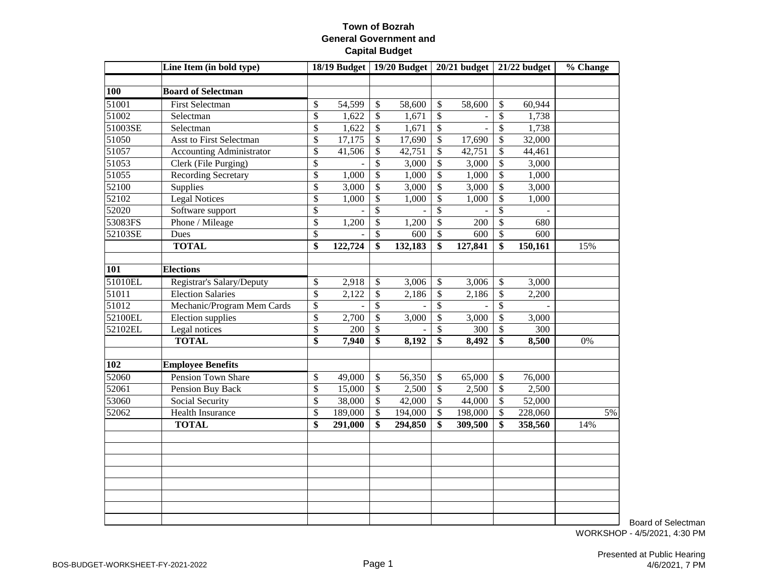# Town of Bozrah
## General Government and Capital Budget

| | Line Item (in bold type) | 18/19 Budget | 19/20 Budget | 20/21 budget | 21/22 budget | % Change |
|---|---|---|---|---|---|---|
| | | | | | | |
| **100** | **Board of Selectman** | | | | | |
| 51001 | First Selectman | $ 54,599 | $ 58,600 | $ 58,600 | $ 60,944 | |
| 51002 | Selectman | $ 1,622 | $ 1,671 | $ - | $ 1,738 | |
| 51003SE | Selectman | $ 1,622 | $ 1,671 | $ - | $ 1,738 | |
| 51050 | Asst to First Selectman | $ 17,175 | $ 17,690 | $ 17,690 | $ 32,000 | |
| 51057 | Accounting Administrator | $ 41,506 | $ 42,751 | $ 42,751 | $ 44,461 | |
| 51053 | Clerk (File Purging) | $ - | $ 3,000 | $ 3,000 | $ 3,000 | |
| 51055 | Recording Secretary | $ 1,000 | $ 1,000 | $ 1,000 | $ 1,000 | |
| 52100 | Supplies | $ 3,000 | $ 3,000 | $ 3,000 | $ 3,000 | |
| 52102 | Legal Notices | $ 1,000 | $ 1,000 | $ 1,000 | $ 1,000 | |
| 52020 | Software support | $ - | $ - | $ - | $ - | |
| 53083FS | Phone / Mileage | $ 1,200 | $ 1,200 | $ 200 | $ 680 | |
| 52103SE | Dues | $ - | $ 600 | $ 600 | $ 600 | |
| | **TOTAL** | **$ 122,724** | **$ 132,183** | **$ 127,841** | **$ 150,161** | 15% |
| | | | | | | |
| **101** | **Elections** | | | | | |
| 51010EL | Registrar's Salary/Deputy | $ 2,918 | $ 3,006 | $ 3,006 | $ 3,000 | |
| 51011 | Election Salaries | $ 2,122 | $ 2,186 | $ 2,186 | $ 2,200 | |
| 51012 | Mechanic/Program Mem Cards | $ - | $ - | $ - | $ - | |
| 52100EL | Election supplies | $ 2,700 | $ 3,000 | $ 3,000 | $ 3,000 | |
| 52102EL | Legal notices | $ 200 | $ - | $ 300 | $ 300 | |
| | **TOTAL** | **$ 7,940** | **$ 8,192** | **$ 8,492** | **$ 8,500** | 0% |
| | | | | | | |
| **102** | **Employee Benefits** | | | | | |
| 52060 | Pension Town Share | $ 49,000 | $ 56,350 | $ 65,000 | $ 76,000 | |
| 52061 | Pension Buy Back | $ 15,000 | $ 2,500 | $ 2,500 | $ 2,500 | |
| 53060 | Social Security | $ 38,000 | $ 42,000 | $ 44,000 | $ 52,000 | |
| 52062 | Health Insurance | $ 189,000 | $ 194,000 | $ 198,000 | $ 228,060 | 5% |
| | **TOTAL** | **$ 291,000** | **$ 294,850** | **$ 309,500** | **$ 358,560** | 14% |

Board of Selectman
WORKSHOP - 4/5/2021, 4:30 PM

Presented at Public Hearing
4/6/2021, 7 PM

BOS-BUDGET-WORKSHEET-FY-2021-2022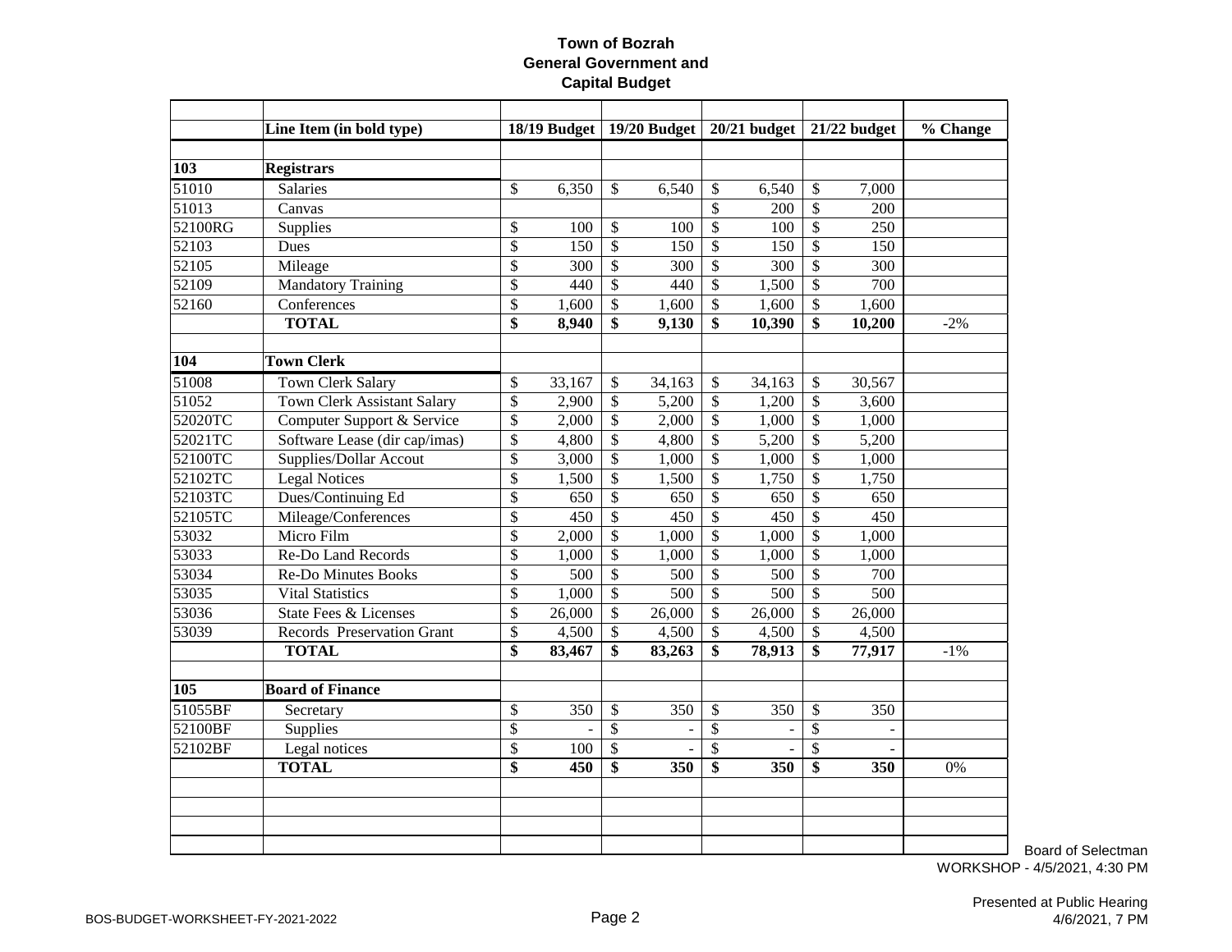# Town of Bozrah
## General Government and Capital Budget

| | Line Item (in bold type) | 18/19 Budget | 19/20 Budget | 20/21 budget | 21/22 budget | % Change |
|---|---|---|---|---|---|---|
| **103** | **Registrars** | | | | | |
| 51010 | Salaries | $ 6,350 | $ 6,540 | $ 6,540 | $ 7,000 | |
| 51013 | Canvas | | | $ 200 | $ 200 | |
| 52100RG | Supplies | $ 100 | $ 100 | $ 100 | $ 250 | |
| 52103 | Dues | $ 150 | $ 150 | $ 150 | $ 150 | |
| 52105 | Mileage | $ 300 | $ 300 | $ 300 | $ 300 | |
| 52109 | Mandatory Training | $ 440 | $ 440 | $ 1,500 | $ 700 | |
| 52160 | Conferences | $ 1,600 | $ 1,600 | $ 1,600 | $ 1,600 | |
| | **TOTAL** | **$ 8,940** | **$ 9,130** | **$ 10,390** | **$ 10,200** | -2% |
| **104** | **Town Clerk** | | | | | |
| 51008 | Town Clerk Salary | $ 33,167 | $ 34,163 | $ 34,163 | $ 30,567 | |
| 51052 | Town Clerk Assistant Salary | $ 2,900 | $ 5,200 | $ 1,200 | $ 3,600 | |
| 52020TC | Computer Support & Service | $ 2,000 | $ 2,000 | $ 1,000 | $ 1,000 | |
| 52021TC | Software Lease (dir cap/imas) | $ 4,800 | $ 4,800 | $ 5,200 | $ 5,200 | |
| 52100TC | Supplies/Dollar Accout | $ 3,000 | $ 1,000 | $ 1,000 | $ 1,000 | |
| 52102TC | Legal Notices | $ 1,500 | $ 1,500 | $ 1,750 | $ 1,750 | |
| 52103TC | Dues/Continuing Ed | $ 650 | $ 650 | $ 650 | $ 650 | |
| 52105TC | Mileage/Conferences | $ 450 | $ 450 | $ 450 | $ 450 | |
| 53032 | Micro Film | $ 2,000 | $ 1,000 | $ 1,000 | $ 1,000 | |
| 53033 | Re-Do Land Records | $ 1,000 | $ 1,000 | $ 1,000 | $ 1,000 | |
| 53034 | Re-Do Minutes Books | $ 500 | $ 500 | $ 500 | $ 700 | |
| 53035 | Vital Statistics | $ 1,000 | $ 500 | $ 500 | $ 500 | |
| 53036 | State Fees & Licenses | $ 26,000 | $ 26,000 | $ 26,000 | $ 26,000 | |
| 53039 | Records Preservation Grant | $ 4,500 | $ 4,500 | $ 4,500 | $ 4,500 | |
| | **TOTAL** | **$ 83,467** | **$ 83,263** | **$ 78,913** | **$ 77,917** | -1% |
| **105** | **Board of Finance** | | | | | |
| 51055BF | Secretary | $ 350 | $ 350 | $ 350 | $ 350 | |
| 52100BF | Supplies | $ - | $ - | $ - | $ - | |
| 52102BF | Legal notices | $ 100 | $ - | $ - | $ - | |
| | **TOTAL** | **$ 450** | **$ 350** | **$ 350** | **$ 350** | 0% |

Board of Selectman
WORKSHOP - 4/5/2021, 4:30 PM

Presented at Public Hearing
4/6/2021, 7 PM

BOS-BUDGET-WORKSHEET-FY-2021-2022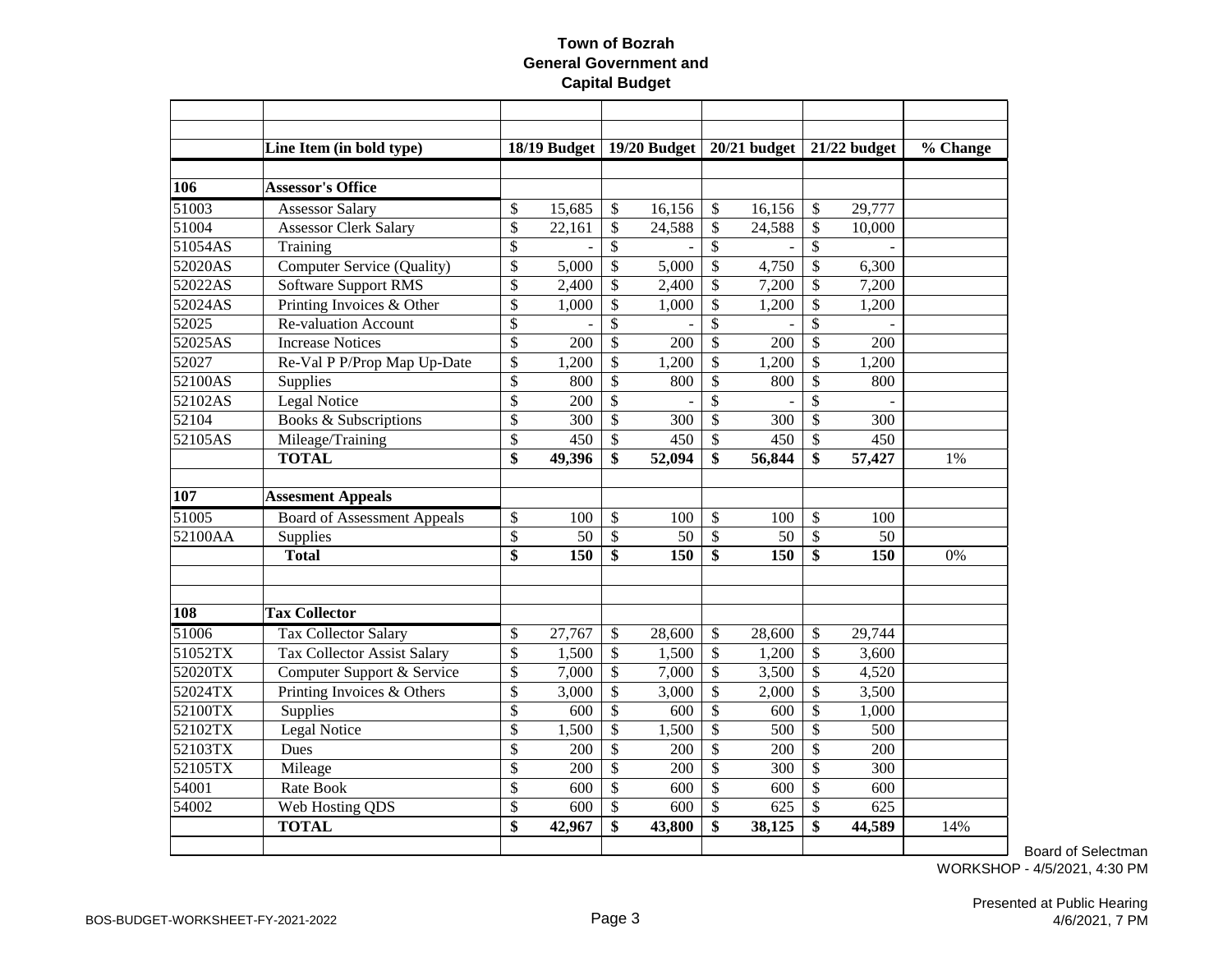# Town of Bozrah
## General Government and Capital Budget

| | Line Item (in bold type) | 18/19 Budget | 19/20 Budget | 20/21 budget | 21/22 budget | % Change |
|---|---|---|---|---|---|---|
| **106** | **Assessor's Office** | | | | | |
| 51003 | Assessor Salary | $ 15,685 | $ 16,156 | $ 16,156 | $ 29,777 | |
| 51004 | Assessor Clerk Salary | $ 22,161 | $ 24,588 | $ 24,588 | $ 10,000 | |
| 51054AS | Training | $ - | $ - | $ - | $ - | |
| 52020AS | Computer Service (Quality) | $ 5,000 | $ 5,000 | $ 4,750 | $ 6,300 | |
| 52022AS | Software Support RMS | $ 2,400 | $ 2,400 | $ 7,200 | $ 7,200 | |
| 52024AS | Printing Invoices & Other | $ 1,000 | $ 1,000 | $ 1,200 | $ 1,200 | |
| 52025 | Re-valuation Account | $ - | $ - | $ - | $ - | |
| 52025AS | Increase Notices | $ 200 | $ 200 | $ 200 | $ 200 | |
| 52027 | Re-Val P P/Prop Map Up-Date | $ 1,200 | $ 1,200 | $ 1,200 | $ 1,200 | |
| 52100AS | Supplies | $ 800 | $ 800 | $ 800 | $ 800 | |
| 52102AS | Legal Notice | $ 200 | $ - | $ - | $ - | |
| 52104 | Books & Subscriptions | $ 300 | $ 300 | $ 300 | $ 300 | |
| 52105AS | Mileage/Training | $ 450 | $ 450 | $ 450 | $ 450 | |
| | **TOTAL** | **$ 49,396** | **$ 52,094** | **$ 56,844** | **$ 57,427** | 1% |
| | | | | | | |
| **107** | **Assesment Appeals** | | | | | |
| 51005 | Board of Assessment Appeals | $ 100 | $ 100 | $ 100 | $ 100 | |
| 52100AA | Supplies | $ 50 | $ 50 | $ 50 | $ 50 | |
| | **Total** | **$ 150** | **$ 150** | **$ 150** | **$ 150** | 0% |
| | | | | | | |
| **108** | **Tax Collector** | | | | | |
| 51006 | Tax Collector Salary | $ 27,767 | $ 28,600 | $ 28,600 | $ 29,744 | |
| 51052TX | Tax Collector Assist Salary | $ 1,500 | $ 1,500 | $ 1,200 | $ 3,600 | |
| 52020TX | Computer Support & Service | $ 7,000 | $ 7,000 | $ 3,500 | $ 4,520 | |
| 52024TX | Printing Invoices & Others | $ 3,000 | $ 3,000 | $ 2,000 | $ 3,500 | |
| 52100TX | Supplies | $ 600 | $ 600 | $ 600 | $ 1,000 | |
| 52102TX | Legal Notice | $ 1,500 | $ 1,500 | $ 500 | $ 500 | |
| 52103TX | Dues | $ 200 | $ 200 | $ 200 | $ 200 | |
| 52105TX | Mileage | $ 200 | $ 200 | $ 300 | $ 300 | |
| 54001 | Rate Book | $ 600 | $ 600 | $ 600 | $ 600 | |
| 54002 | Web Hosting QDS | $ 600 | $ 600 | $ 625 | $ 625 | |
| | **TOTAL** | **$ 42,967** | **$ 43,800** | **$ 38,125** | **$ 44,589** | 14% |

Board of Selectman
WORKSHOP - 4/5/2021, 4:30 PM

Presented at Public Hearing
4/6/2021, 7 PM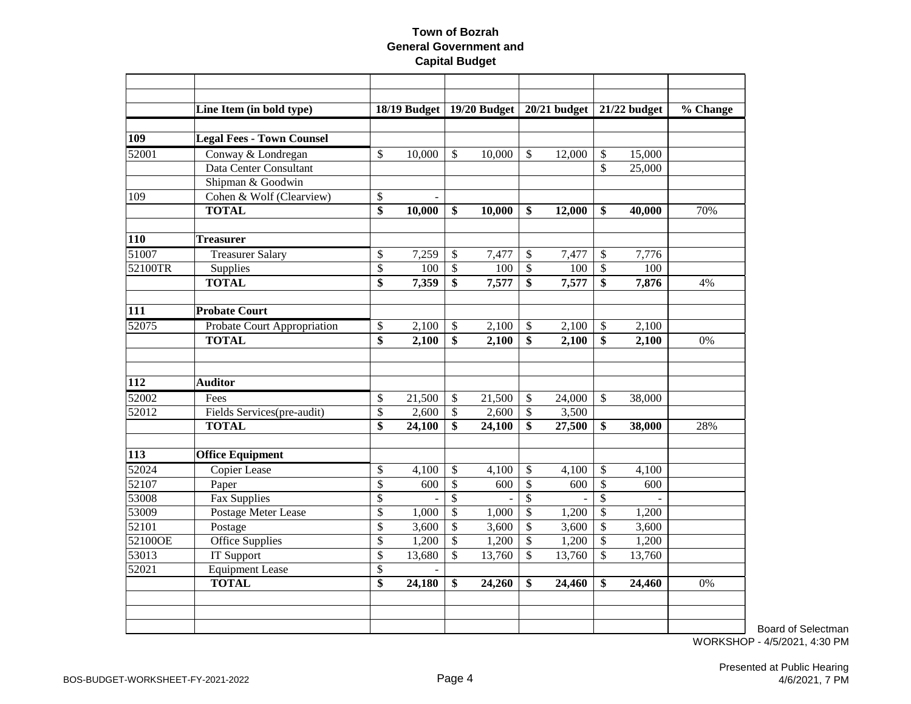**Town of Bozrah**
**General Government and**
**Capital Budget**

| | Line Item (in bold type) | 18/19 Budget | 19/20 Budget | 20/21 budget | 21/22 budget | % Change |
|---|---|---|---|---|---|---|
| **109** | **Legal Fees - Town Counsel** | | | | | |
| 52001 | Conway & Londregan | $ 10,000 | $ 10,000 | $ 12,000 | $ 15,000 | |
| | Data Center Consultant | | | | $ 25,000 | |
| | Shipman & Goodwin | | | | | |
| 109 | Cohen & Wolf (Clearview) | $ - | | | | |
| | **TOTAL** | **$ 10,000** | **$ 10,000** | **$ 12,000** | **$ 40,000** | 70% |
| **110** | **Treasurer** | | | | | |
| 51007 | Treasurer Salary | $ 7,259 | $ 7,477 | $ 7,477 | $ 7,776 | |
| 52100TR | Supplies | $ 100 | $ 100 | $ 100 | $ 100 | |
| | **TOTAL** | **$ 7,359** | **$ 7,577** | **$ 7,577** | **$ 7,876** | 4% |
| **111** | **Probate Court** | | | | | |
| 52075 | Probate Court Appropriation | $ 2,100 | $ 2,100 | $ 2,100 | $ 2,100 | |
| | **TOTAL** | **$ 2,100** | **$ 2,100** | **$ 2,100** | **$ 2,100** | 0% |
| **112** | **Auditor** | | | | | |
| 52002 | Fees | $ 21,500 | $ 21,500 | $ 24,000 | $ 38,000 | |
| 52012 | Fields Services(pre-audit) | $ 2,600 | $ 2,600 | $ 3,500 | | |
| | **TOTAL** | **$ 24,100** | **$ 24,100** | **$ 27,500** | **$ 38,000** | 28% |
| **113** | **Office Equipment** | | | | | |
| 52024 | Copier Lease | $ 4,100 | $ 4,100 | $ 4,100 | $ 4,100 | |
| 52107 | Paper | $ 600 | $ 600 | $ 600 | $ 600 | |
| 53008 | Fax Supplies | $ - | $ - | $ - | $ - | |
| 53009 | Postage Meter Lease | $ 1,000 | $ 1,000 | $ 1,200 | $ 1,200 | |
| 52101 | Postage | $ 3,600 | $ 3,600 | $ 3,600 | $ 3,600 | |
| 52100OE | Office Supplies | $ 1,200 | $ 1,200 | $ 1,200 | $ 1,200 | |
| 53013 | IT Support | $ 13,680 | $ 13,760 | $ 13,760 | $ 13,760 | |
| 52021 | Equipment Lease | $ - | | | | |
| | **TOTAL** | **$ 24,180** | **$ 24,260** | **$ 24,460** | **$ 24,460** | 0% |

Board of Selectman
WORKSHOP - 4/5/2021, 4:30 PM

Presented at Public Hearing
4/6/2021, 7 PM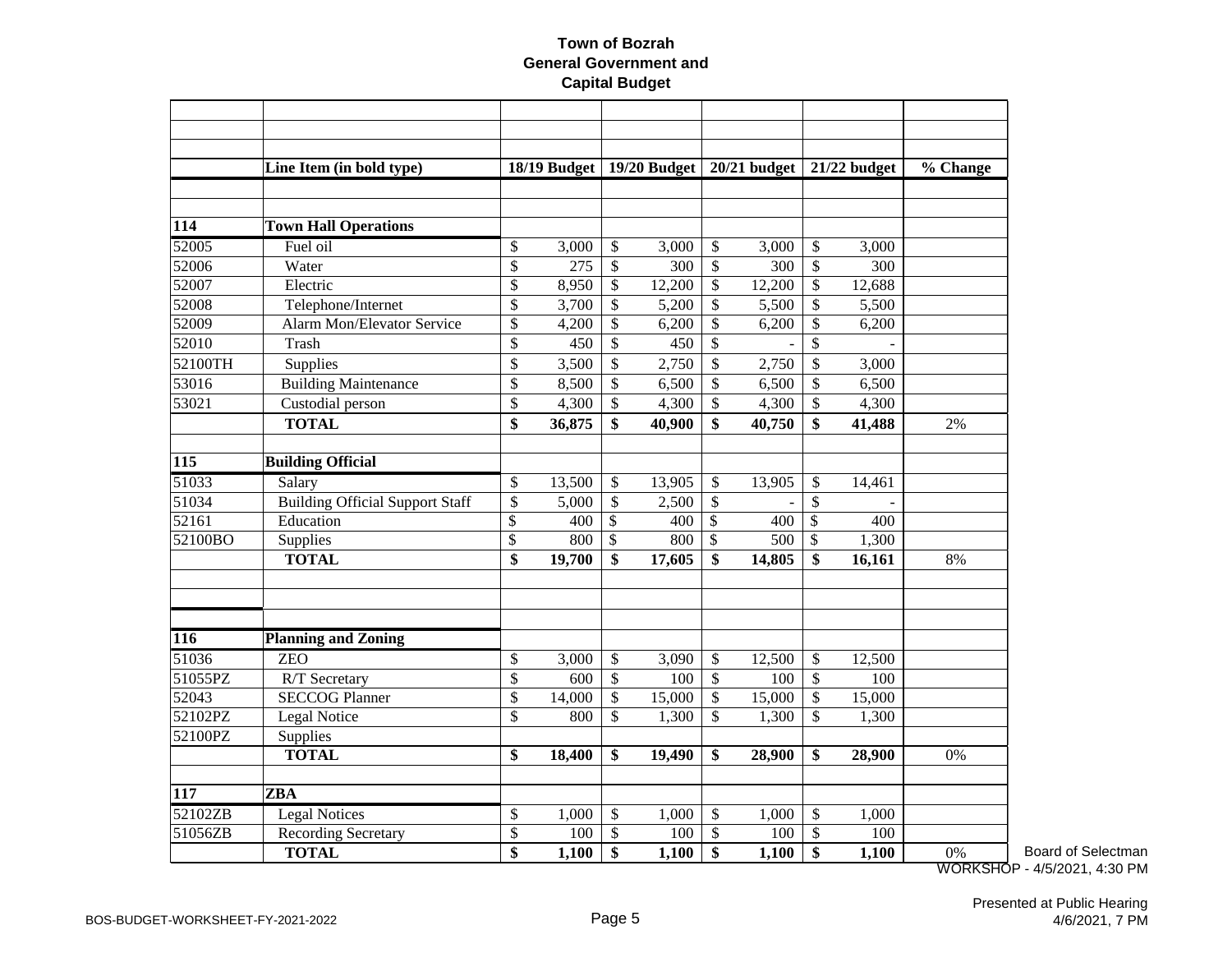**Town of Bozrah**
**General Government and**
**Capital Budget**

| | Line Item (in bold type) | 18/19 Budget | 19/20 Budget | 20/21 budget | 21/22 budget | % Change |
|---|---|---|---|---|---|---|
| **114** | **Town Hall Operations** | | | | | |
| 52005 | Fuel oil | $ 3,000 | $ 3,000 | $ 3,000 | $ 3,000 | |
| 52006 | Water | $ 275 | $ 300 | $ 300 | $ 300 | |
| 52007 | Electric | $ 8,950 | $ 12,200 | $ 12,200 | $ 12,688 | |
| 52008 | Telephone/Internet | $ 3,700 | $ 5,200 | $ 5,500 | $ 5,500 | |
| 52009 | Alarm Mon/Elevator Service | $ 4,200 | $ 6,200 | $ 6,200 | $ 6,200 | |
| 52010 | Trash | $ 450 | $ 450 | $ - | $ - | |
| 52100TH | Supplies | $ 3,500 | $ 2,750 | $ 2,750 | $ 3,000 | |
| 53016 | Building Maintenance | $ 8,500 | $ 6,500 | $ 6,500 | $ 6,500 | |
| 53021 | Custodial person | $ 4,300 | $ 4,300 | $ 4,300 | $ 4,300 | |
| | **TOTAL** | **$ 36,875** | **$ 40,900** | **$ 40,750** | **$ 41,488** | 2% |
| | | | | | | |
| **115** | **Building Official** | | | | | |
| 51033 | Salary | $ 13,500 | $ 13,905 | $ 13,905 | $ 14,461 | |
| 51034 | Building Official Support Staff | $ 5,000 | $ 2,500 | $ - | $ - | |
| 52161 | Education | $ 400 | $ 400 | $ 400 | $ 400 | |
| 52100BO | Supplies | $ 800 | $ 800 | $ 500 | $ 1,300 | |
| | **TOTAL** | **$ 19,700** | **$ 17,605** | **$ 14,805** | **$ 16,161** | 8% |
| | | | | | | |
| **116** | **Planning and Zoning** | | | | | |
| 51036 | ZEO | $ 3,000 | $ 3,090 | $ 12,500 | $ 12,500 | |
| 51055PZ | R/T Secretary | $ 600 | $ 100 | $ 100 | $ 100 | |
| 52043 | SECCOG Planner | $ 14,000 | $ 15,000 | $ 15,000 | $ 15,000 | |
| 52102PZ | Legal Notice | $ 800 | $ 1,300 | $ 1,300 | $ 1,300 | |
| 52100PZ | Supplies | | | | | |
| | **TOTAL** | **$ 18,400** | **$ 19,490** | **$ 28,900** | **$ 28,900** | 0% |
| | | | | | | |
| **117** | **ZBA** | | | | | |
| 52102ZB | Legal Notices | $ 1,000 | $ 1,000 | $ 1,000 | $ 1,000 | |
| 51056ZB | Recording Secretary | $ 100 | $ 100 | $ 100 | $ 100 | |
| | **TOTAL** | **$ 1,100** | **$ 1,100** | **$ 1,100** | **$ 1,100** | 0% |

Board of Selectman
WORKSHOP - 4/5/2021, 4:30 PM

BOS-BUDGET-WORKSHEET-FY-2021-2022

Presented at Public Hearing
4/6/2021, 7 PM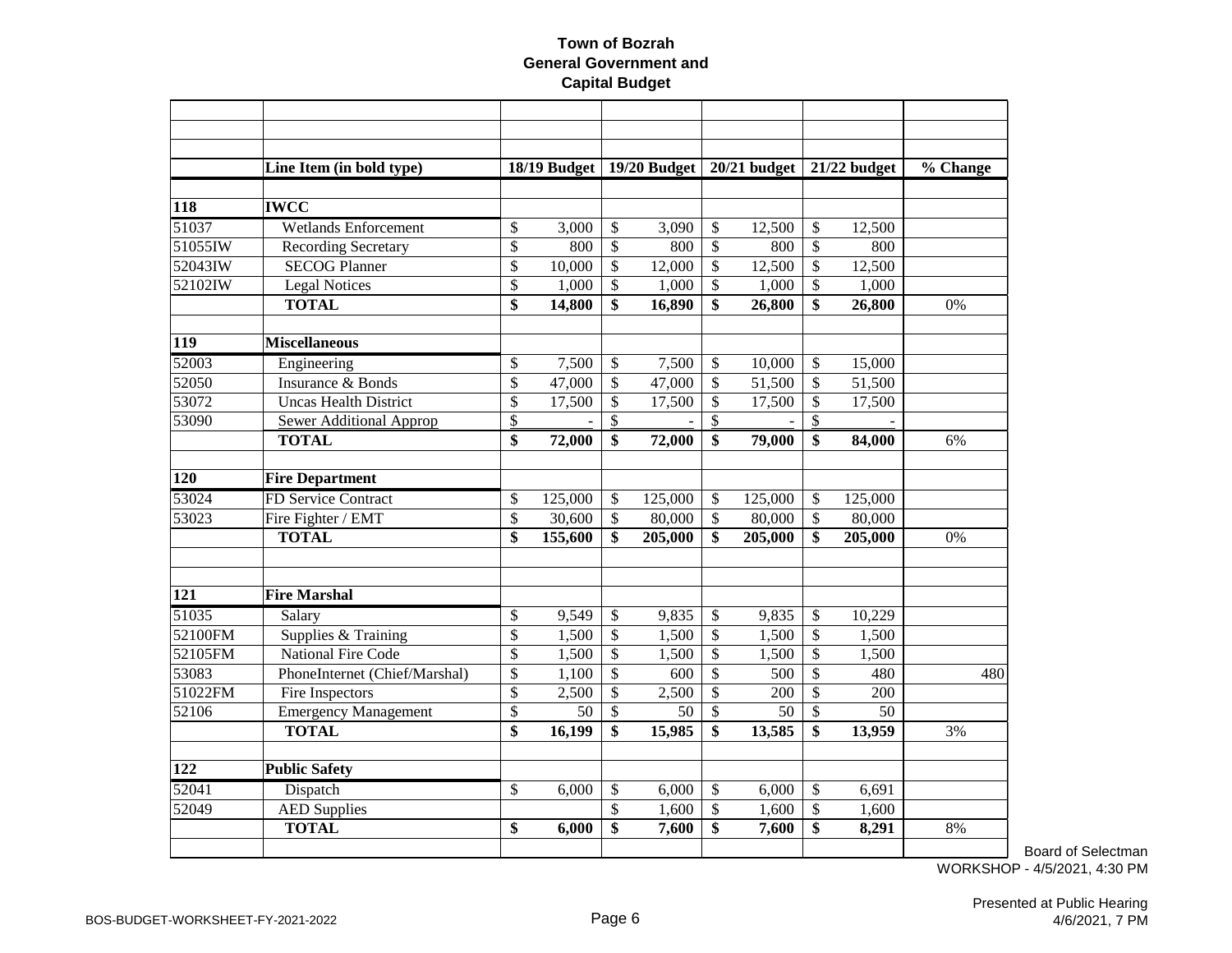# Town of Bozrah
## General Government and Capital Budget

| | Line Item (in bold type) | 18/19 Budget | 19/20 Budget | 20/21 budget | 21/22 budget | % Change |
|---|---|---|---|---|---|---|
| **118** | **IWCC** | | | | | |
| 51037 | Wetlands Enforcement | $ 3,000 | $ 3,090 | $ 12,500 | $ 12,500 | |
| 51055IW | Recording Secretary | $ 800 | $ 800 | $ 800 | $ 800 | |
| 52043IW | SECOG Planner | $ 10,000 | $ 12,000 | $ 12,500 | $ 12,500 | |
| 52102IW | Legal Notices | $ 1,000 | $ 1,000 | $ 1,000 | $ 1,000 | |
| | **TOTAL** | **$ 14,800** | **$ 16,890** | **$ 26,800** | **$ 26,800** | 0% |
| **119** | **Miscellaneous** | | | | | |
| 52003 | Engineering | $ 7,500 | $ 7,500 | $ 10,000 | $ 15,000 | |
| 52050 | Insurance & Bonds | $ 47,000 | $ 47,000 | $ 51,500 | $ 51,500 | |
| 53072 | Uncas Health District | $ 17,500 | $ 17,500 | $ 17,500 | $ 17,500 | |
| 53090 | Sewer Additional Approp | $ - | $ - | $ - | $ - | |
| | **TOTAL** | **$ 72,000** | **$ 72,000** | **$ 79,000** | **$ 84,000** | 6% |
| **120** | **Fire Department** | | | | | |
| 53024 | FD Service Contract | $ 125,000 | $ 125,000 | $ 125,000 | $ 125,000 | |
| 53023 | Fire Fighter / EMT | $ 30,600 | $ 80,000 | $ 80,000 | $ 80,000 | |
| | **TOTAL** | **$ 155,600** | **$ 205,000** | **$ 205,000** | **$ 205,000** | 0% |
| **121** | **Fire Marshal** | | | | | |
| 51035 | Salary | $ 9,549 | $ 9,835 | $ 9,835 | $ 10,229 | |
| 52100FM | Supplies & Training | $ 1,500 | $ 1,500 | $ 1,500 | $ 1,500 | |
| 52105FM | National Fire Code | $ 1,500 | $ 1,500 | $ 1,500 | $ 1,500 | |
| 53083 | PhoneInternet (Chief/Marshal) | $ 1,100 | $ 600 | $ 500 | $ 480 | 480 |
| 51022FM | Fire Inspectors | $ 2,500 | $ 2,500 | $ 200 | $ 200 | |
| 52106 | Emergency Management | $ 50 | $ 50 | $ 50 | $ 50 | |
| | **TOTAL** | **$ 16,199** | **$ 15,985** | **$ 13,585** | **$ 13,959** | 3% |
| **122** | **Public Safety** | | | | | |
| 52041 | Dispatch | $ 6,000 | $ 6,000 | $ 6,000 | $ 6,691 | |
| 52049 | AED Supplies | | $ 1,600 | $ 1,600 | $ 1,600 | |
| | **TOTAL** | **$ 6,000** | **$ 7,600** | **$ 7,600** | **$ 8,291** | 8% |

Board of Selectman
WORKSHOP - 4/5/2021, 4:30 PM

BOS-BUDGET-WORKSHEET-FY-2021-2022

Presented at Public Hearing
4/6/2021, 7 PM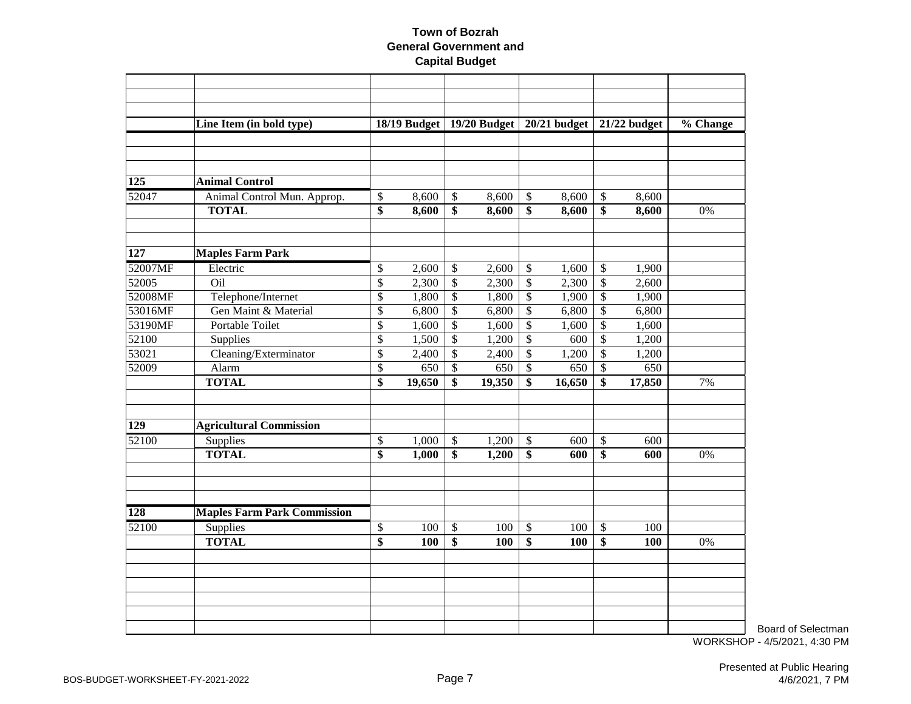**Town of Bozrah**
**General Government and**
**Capital Budget**

| | Line Item (in bold type) | 18/19 Budget | 19/20 Budget | 20/21 budget | 21/22 budget | % Change |
|---|---|---|---|---|---|---|
| **125** | **Animal Control** | | | | | |
| 52047 | Animal Control Mun. Approp. | $ 8,600 | $ 8,600 | $ 8,600 | $ 8,600 | |
| | **TOTAL** | **$ 8,600** | **$ 8,600** | **$ 8,600** | **$ 8,600** | 0% |
| **127** | **Maples Farm Park** | | | | | |
| 52007MF | Electric | $ 2,600 | $ 2,600 | $ 1,600 | $ 1,900 | |
| 52005 | Oil | $ 2,300 | $ 2,300 | $ 2,300 | $ 2,600 | |
| 52008MF | Telephone/Internet | $ 1,800 | $ 1,800 | $ 1,900 | $ 1,900 | |
| 53016MF | Gen Maint & Material | $ 6,800 | $ 6,800 | $ 6,800 | $ 6,800 | |
| 53190MF | Portable Toilet | $ 1,600 | $ 1,600 | $ 1,600 | $ 1,600 | |
| 52100 | Supplies | $ 1,500 | $ 1,200 | $ 600 | $ 1,200 | |
| 53021 | Cleaning/Exterminator | $ 2,400 | $ 2,400 | $ 1,200 | $ 1,200 | |
| 52009 | Alarm | $ 650 | $ 650 | $ 650 | $ 650 | |
| | **TOTAL** | **$ 19,650** | **$ 19,350** | **$ 16,650** | **$ 17,850** | 7% |
| **129** | **Agricultural Commission** | | | | | |
| 52100 | Supplies | $ 1,000 | $ 1,200 | $ 600 | $ 600 | |
| | **TOTAL** | **$ 1,000** | **$ 1,200** | **$ 600** | **$ 600** | 0% |
| **128** | **Maples Farm Park Commission** | | | | | |
| 52100 | Supplies | $ 100 | $ 100 | $ 100 | $ 100 | |
| | **TOTAL** | **$ 100** | **$ 100** | **$ 100** | **$ 100** | 0% |

Board of Selectman
WORKSHOP - 4/5/2021, 4:30 PM

BOS-BUDGET-WORKSHEET-FY-2021-2022

Presented at Public Hearing
4/6/2021, 7 PM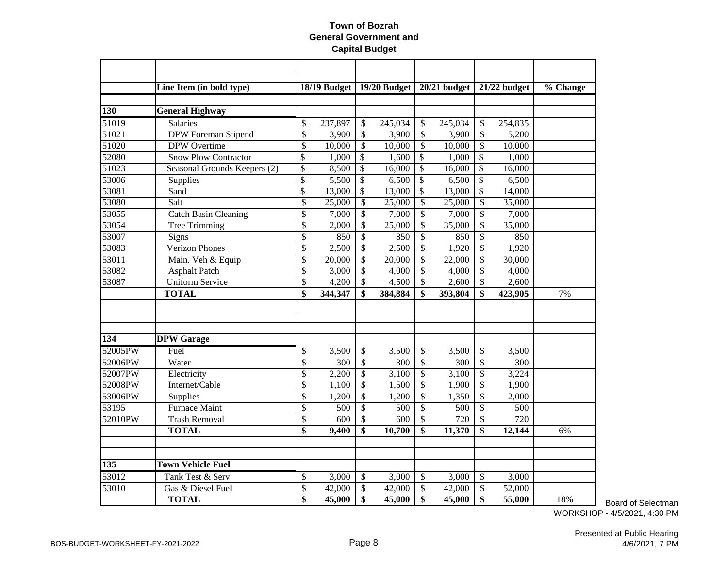**Town of Bozrah**
**General Government and**
**Capital Budget**

| | Line Item (in bold type) | 18/19 Budget | 19/20 Budget | 20/21 budget | 21/22 budget | % Change |
|---|---|---|---|---|---|---|
| **130** | **General Highway** | | | | | |
| 51019 | Salaries | $ 237,897 | $ 245,034 | $ 245,034 | $ 254,835 | |
| 51021 | DPW Foreman Stipend | $ 3,900 | $ 3,900 | $ 3,900 | $ 5,200 | |
| 51020 | DPW Overtime | $ 10,000 | $ 10,000 | $ 10,000 | $ 10,000 | |
| 52080 | Snow Plow Contractor | $ 1,000 | $ 1,600 | $ 1,000 | $ 1,000 | |
| 51023 | Seasonal Grounds Keepers (2) | $ 8,500 | $ 16,000 | $ 16,000 | $ 16,000 | |
| 53006 | Supplies | $ 5,500 | $ 6,500 | $ 6,500 | $ 6,500 | |
| 53081 | Sand | $ 13,000 | $ 13,000 | $ 13,000 | $ 14,000 | |
| 53080 | Salt | $ 25,000 | $ 25,000 | $ 25,000 | $ 35,000 | |
| 53055 | Catch Basin Cleaning | $ 7,000 | $ 7,000 | $ 7,000 | $ 7,000 | |
| 53054 | Tree Trimming | $ 2,000 | $ 25,000 | $ 35,000 | $ 35,000 | |
| 53007 | Signs | $ 850 | $ 850 | $ 850 | $ 850 | |
| 53083 | Verizon Phones | $ 2,500 | $ 2,500 | $ 1,920 | $ 1,920 | |
| 53011 | Main. Veh & Equip | $ 20,000 | $ 20,000 | $ 22,000 | $ 30,000 | |
| 53082 | Asphalt Patch | $ 3,000 | $ 4,000 | $ 4,000 | $ 4,000 | |
| 53087 | Uniform Service | $ 4,200 | $ 4,500 | $ 2,600 | $ 2,600 | |
| | **TOTAL** | **$ 344,347** | **$ 384,884** | **$ 393,804** | **$ 423,905** | 7% |
| | | | | | | |
| **134** | **DPW Garage** | | | | | |
| 52005PW | Fuel | $ 3,500 | $ 3,500 | $ 3,500 | $ 3,500 | |
| 52006PW | Water | $ 300 | $ 300 | $ 300 | $ 300 | |
| 52007PW | Electricity | $ 2,200 | $ 3,100 | $ 3,100 | $ 3,224 | |
| 52008PW | Internet/Cable | $ 1,100 | $ 1,500 | $ 1,900 | $ 1,900 | |
| 53006PW | Supplies | $ 1,200 | $ 1,200 | $ 1,350 | $ 2,000 | |
| 53195 | Furnace Maint | $ 500 | $ 500 | $ 500 | $ 500 | |
| 52010PW | Trash Removal | $ 600 | $ 600 | $ 720 | $ 720 | |
| | **TOTAL** | **$ 9,400** | **$ 10,700** | **$ 11,370** | **$ 12,144** | 6% |
| | | | | | | |
| **135** | **Town Vehicle Fuel** | | | | | |
| 53012 | Tank Test & Serv | $ 3,000 | $ 3,000 | $ 3,000 | $ 3,000 | |
| 53010 | Gas & Diesel Fuel | $ 42,000 | $ 42,000 | $ 42,000 | $ 52,000 | |
| | **TOTAL** | **$ 45,000** | **$ 45,000** | **$ 45,000** | **$ 55,000** | 18% |

Board of Selectman
WORKSHOP - 4/5/2021, 4:30 PM

Presented at Public Hearing
4/6/2021, 7 PM

BOS-BUDGET-WORKSHEET-FY-2021-2022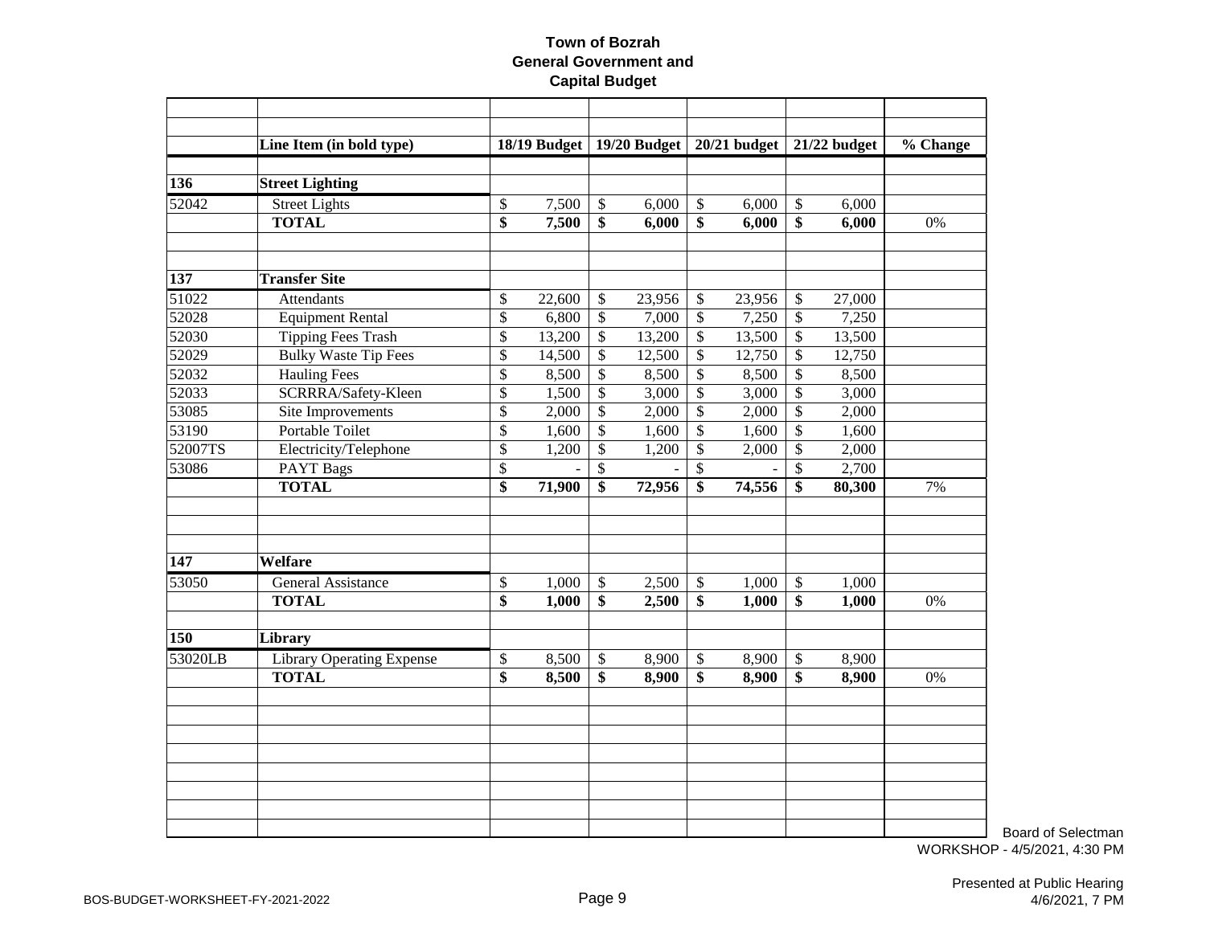# Town of Bozrah
## General Government and Capital Budget

| | Line Item (in bold type) | 18/19 Budget | 19/20 Budget | 20/21 budget | 21/22 budget | % Change |
|---|---|---|---|---|---|---|
| **136** | **Street Lighting** | | | | | |
| 52042 | Street Lights | $ 7,500 | $ 6,000 | $ 6,000 | $ 6,000 | |
| | **TOTAL** | **$ 7,500** | **$ 6,000** | **$ 6,000** | **$ 6,000** | 0% |
| | | | | | | |
| **137** | **Transfer Site** | | | | | |
| 51022 | Attendants | $ 22,600 | $ 23,956 | $ 23,956 | $ 27,000 | |
| 52028 | Equipment Rental | $ 6,800 | $ 7,000 | $ 7,250 | $ 7,250 | |
| 52030 | Tipping Fees Trash | $ 13,200 | $ 13,200 | $ 13,500 | $ 13,500 | |
| 52029 | Bulky Waste Tip Fees | $ 14,500 | $ 12,500 | $ 12,750 | $ 12,750 | |
| 52032 | Hauling Fees | $ 8,500 | $ 8,500 | $ 8,500 | $ 8,500 | |
| 52033 | SCRRRA/Safety-Kleen | $ 1,500 | $ 3,000 | $ 3,000 | $ 3,000 | |
| 53085 | Site Improvements | $ 2,000 | $ 2,000 | $ 2,000 | $ 2,000 | |
| 53190 | Portable Toilet | $ 1,600 | $ 1,600 | $ 1,600 | $ 1,600 | |
| 52007TS | Electricity/Telephone | $ 1,200 | $ 1,200 | $ 2,000 | $ 2,000 | |
| 53086 | PAYT Bags | $ - | $ - | $ - | $ 2,700 | |
| | **TOTAL** | **$ 71,900** | **$ 72,956** | **$ 74,556** | **$ 80,300** | 7% |
| | | | | | | |
| **147** | **Welfare** | | | | | |
| 53050 | General Assistance | $ 1,000 | $ 2,500 | $ 1,000 | $ 1,000 | |
| | **TOTAL** | **$ 1,000** | **$ 2,500** | **$ 1,000** | **$ 1,000** | 0% |
| | | | | | | |
| **150** | **Library** | | | | | |
| 53020LB | Library Operating Expense | $ 8,500 | $ 8,900 | $ 8,900 | $ 8,900 | |
| | **TOTAL** | **$ 8,500** | **$ 8,900** | **$ 8,900** | **$ 8,900** | 0% |

Board of Selectman WORKSHOP - 4/5/2021, 4:30 PM

Presented at Public Hearing 4/6/2021, 7 PM

BOS-BUDGET-WORKSHEET-FY-2021-2022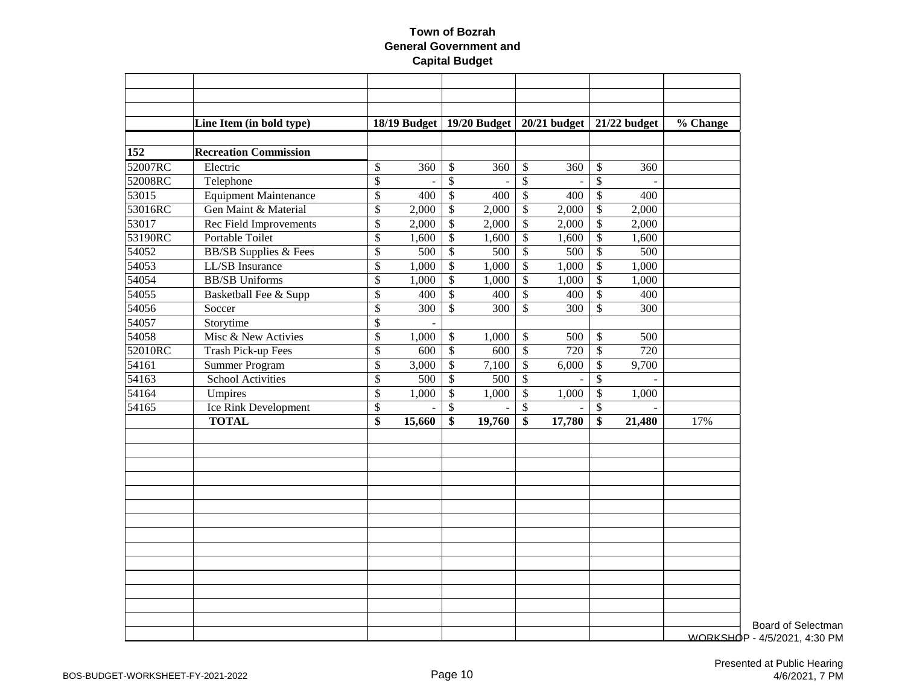# Town of Bozrah
## General Government and
## Capital Budget

| | Line Item (in bold type) | 18/19 Budget | 19/20 Budget | 20/21 budget | 21/22 budget | % Change |
|---|---|---|---|---|---|---|
| **152** | **Recreation Commission** | | | | | |
| 52007RC | Electric | $ 360 | $ 360 | $ 360 | $ 360 | |
| 52008RC | Telephone | $ - | $ - | $ - | $ - | |
| 53015 | Equipment Maintenance | $ 400 | $ 400 | $ 400 | $ 400 | |
| 53016RC | Gen Maint & Material | $ 2,000 | $ 2,000 | $ 2,000 | $ 2,000 | |
| 53017 | Rec Field Improvements | $ 2,000 | $ 2,000 | $ 2,000 | $ 2,000 | |
| 53190RC | Portable Toilet | $ 1,600 | $ 1,600 | $ 1,600 | $ 1,600 | |
| 54052 | BB/SB Supplies & Fees | $ 500 | $ 500 | $ 500 | $ 500 | |
| 54053 | LL/SB Insurance | $ 1,000 | $ 1,000 | $ 1,000 | $ 1,000 | |
| 54054 | BB/SB Uniforms | $ 1,000 | $ 1,000 | $ 1,000 | $ 1,000 | |
| 54055 | Basketball Fee & Supp | $ 400 | $ 400 | $ 400 | $ 400 | |
| 54056 | Soccer | $ 300 | $ 300 | $ 300 | $ 300 | |
| 54057 | Storytime | $ - | | | | |
| 54058 | Misc & New Activies | $ 1,000 | $ 1,000 | $ 500 | $ 500 | |
| 52010RC | Trash Pick-up Fees | $ 600 | $ 600 | $ 720 | $ 720 | |
| 54161 | Summer Program | $ 3,000 | $ 7,100 | $ 6,000 | $ 9,700 | |
| 54163 | School Activities | $ 500 | $ 500 | $ - | $ - | |
| 54164 | Umpires | $ 1,000 | $ 1,000 | $ 1,000 | $ 1,000 | |
| 54165 | Ice Rink Development | $ - | $ - | $ - | $ - | |
| | **TOTAL** | **$ 15,660** | **$ 19,760** | **$ 17,780** | **$ 21,480** | 17% |

Board of Selectman
WORKSHOP - 4/5/2021, 4:30 PM

BOS-BUDGET-WORKSHEET-FY-2021-2022

Presented at Public Hearing
4/6/2021, 7 PM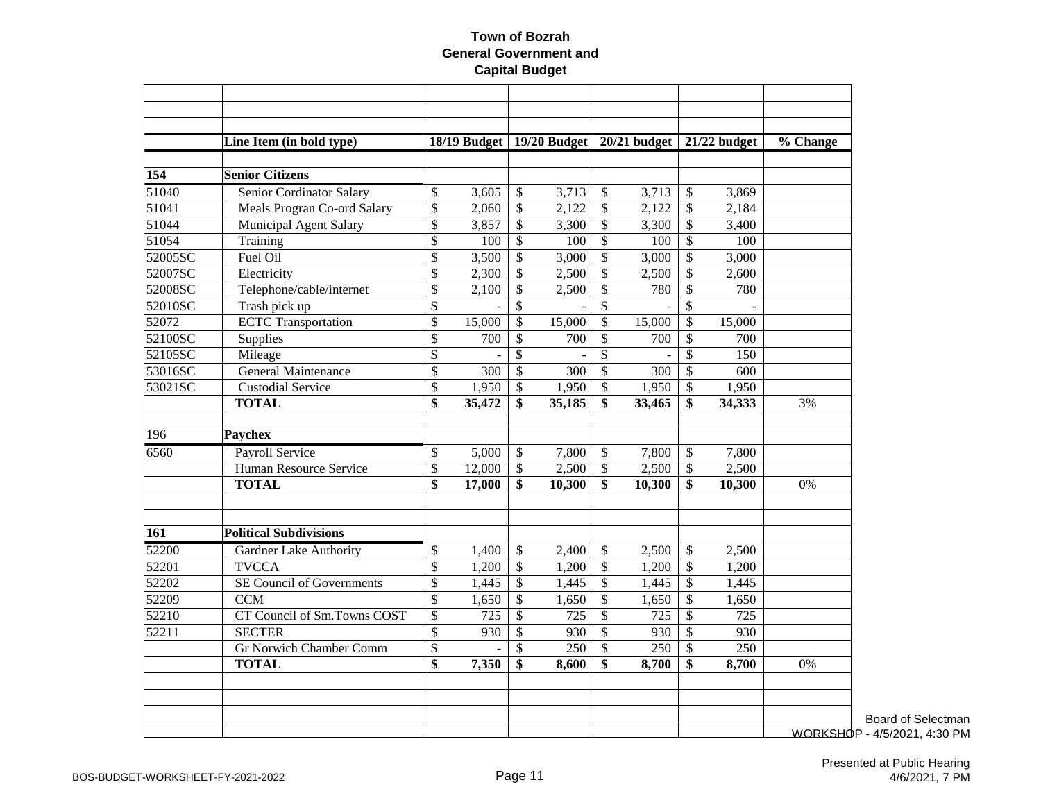# Town of Bozrah
## General Government and Capital Budget

| | Line Item (in bold type) | 18/19 Budget | 19/20 Budget | 20/21 budget | 21/22 budget | % Change |
|---|---|---|---|---|---|---|
| **154** | **Senior Citizens** | | | | | |
| 51040 | Senior Cordinator Salary | $ 3,605 | $ 3,713 | $ 3,713 | $ 3,869 | |
| 51041 | Meals Progran Co-ord Salary | $ 2,060 | $ 2,122 | $ 2,122 | $ 2,184 | |
| 51044 | Municipal Agent Salary | $ 3,857 | $ 3,300 | $ 3,300 | $ 3,400 | |
| 51054 | Training | $ 100 | $ 100 | $ 100 | $ 100 | |
| 52005SC | Fuel Oil | $ 3,500 | $ 3,000 | $ 3,000 | $ 3,000 | |
| 52007SC | Electricity | $ 2,300 | $ 2,500 | $ 2,500 | $ 2,600 | |
| 52008SC | Telephone/cable/internet | $ 2,100 | $ 2,500 | $ 780 | $ 780 | |
| 52010SC | Trash pick up | $ - | $ - | $ - | $ - | |
| 52072 | ECTC Transportation | $ 15,000 | $ 15,000 | $ 15,000 | $ 15,000 | |
| 52100SC | Supplies | $ 700 | $ 700 | $ 700 | $ 700 | |
| 52105SC | Mileage | $ - | $ - | $ - | $ 150 | |
| 53016SC | General Maintenance | $ 300 | $ 300 | $ 300 | $ 600 | |
| 53021SC | Custodial Service | $ 1,950 | $ 1,950 | $ 1,950 | $ 1,950 | |
| | **TOTAL** | **$ 35,472** | **$ 35,185** | **$ 33,465** | **$ 34,333** | 3% |
| | | | | | | |
| 196 | **Paychex** | | | | | |
| 6560 | Payroll Service | $ 5,000 | $ 7,800 | $ 7,800 | $ 7,800 | |
| | Human Resource Service | $ 12,000 | $ 2,500 | $ 2,500 | $ 2,500 | |
| | **TOTAL** | **$ 17,000** | **$ 10,300** | **$ 10,300** | **$ 10,300** | 0% |
| | | | | | | |
| **161** | **Political Subdivisions** | | | | | |
| 52200 | Gardner Lake Authority | $ 1,400 | $ 2,400 | $ 2,500 | $ 2,500 | |
| 52201 | TVCCA | $ 1,200 | $ 1,200 | $ 1,200 | $ 1,200 | |
| 52202 | SE Council of Governments | $ 1,445 | $ 1,445 | $ 1,445 | $ 1,445 | |
| 52209 | CCM | $ 1,650 | $ 1,650 | $ 1,650 | $ 1,650 | |
| 52210 | CT Council of Sm.Towns COST | $ 725 | $ 725 | $ 725 | $ 725 | |
| 52211 | SECTER | $ 930 | $ 930 | $ 930 | $ 930 | |
| | Gr Norwich Chamber Comm | $ - | $ 250 | $ 250 | $ 250 | |
| | **TOTAL** | **$ 7,350** | **$ 8,600** | **$ 8,700** | **$ 8,700** | 0% |

Board of Selectman WORKSHOP - 4/5/2021, 4:30 PM

BOS-BUDGET-WORKSHEET-FY-2021-2022

Presented at Public Hearing 4/6/2021, 7 PM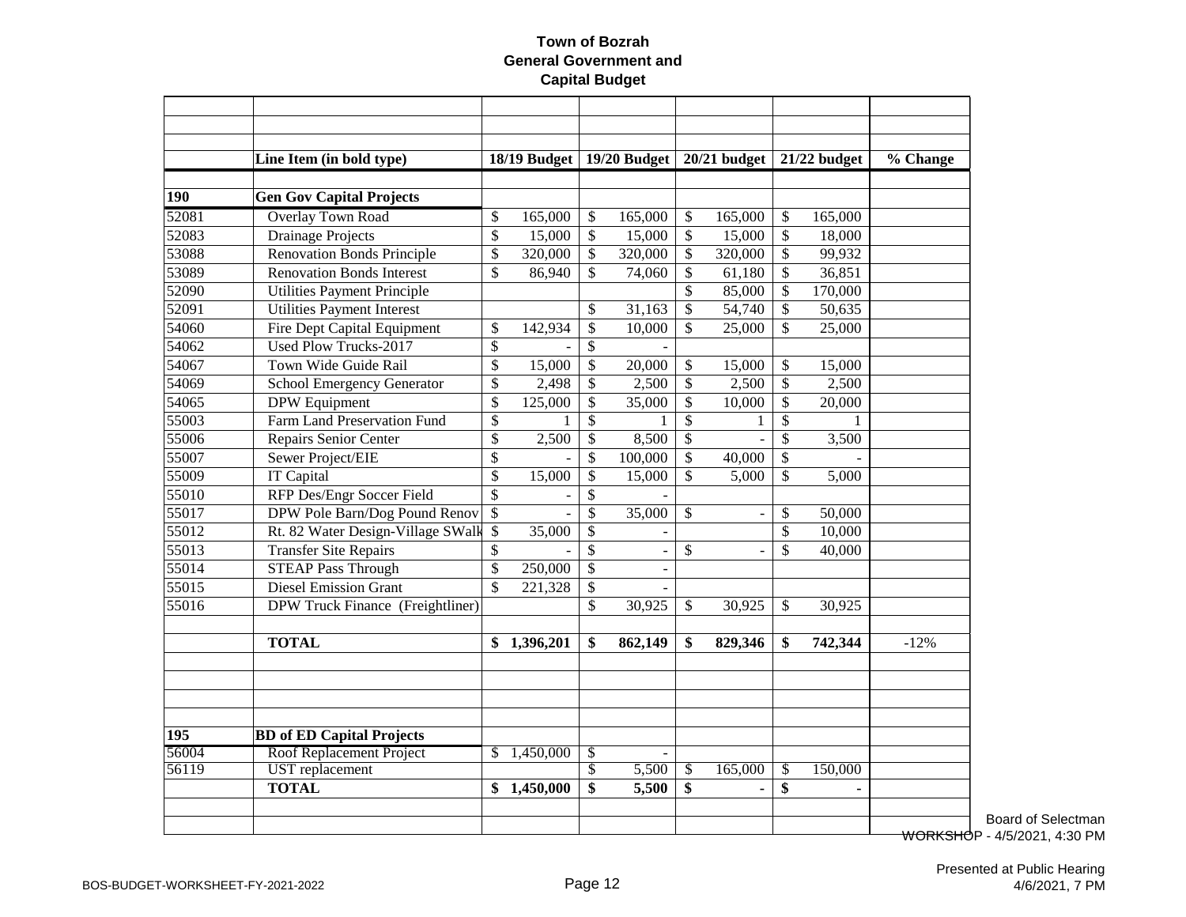# Town of Bozrah
## General Government and Capital Budget

| | Line Item (in bold type) | 18/19 Budget | 19/20 Budget | 20/21 budget | 21/22 budget | % Change |
|---|---|---|---|---|---|---|
| **190** | **Gen Gov Capital Projects** | | | | | |
| 52081 | Overlay Town Road | $ 165,000 | $ 165,000 | $ 165,000 | $ 165,000 | |
| 52083 | Drainage Projects | $ 15,000 | $ 15,000 | $ 15,000 | $ 18,000 | |
| 53088 | Renovation Bonds Principle | $ 320,000 | $ 320,000 | $ 320,000 | $ 99,932 | |
| 53089 | Renovation Bonds Interest | $ 86,940 | $ 74,060 | $ 61,180 | $ 36,851 | |
| 52090 | Utilities Payment Principle | | | $ 85,000 | $ 170,000 | |
| 52091 | Utilities Payment Interest | | $ 31,163 | $ 54,740 | $ 50,635 | |
| 54060 | Fire Dept Capital Equipment | $ 142,934 | $ 10,000 | $ 25,000 | $ 25,000 | |
| 54062 | Used Plow Trucks-2017 | $ - | $ - | | | |
| 54067 | Town Wide Guide Rail | $ 15,000 | $ 20,000 | $ 15,000 | $ 15,000 | |
| 54069 | School Emergency Generator | $ 2,498 | $ 2,500 | $ 2,500 | $ 2,500 | |
| 54065 | DPW Equipment | $ 125,000 | $ 35,000 | $ 10,000 | $ 20,000 | |
| 55003 | Farm Land Preservation Fund | $ 1 | $ 1 | $ 1 | $ 1 | |
| 55006 | Repairs Senior Center | $ 2,500 | $ 8,500 | $ - | $ 3,500 | |
| 55007 | Sewer Project/EIE | $ - | $ 100,000 | $ 40,000 | $ - | |
| 55009 | IT Capital | $ 15,000 | $ 15,000 | $ 5,000 | $ 5,000 | |
| 55010 | RFP Des/Engr Soccer Field | $ - | $ - | | | |
| 55017 | DPW Pole Barn/Dog Pound Renov | $ - | $ 35,000 | $ - | $ 50,000 | |
| 55012 | Rt. 82 Water Design-Village SWalk | $ 35,000 | $ - | | $ 10,000 | |
| 55013 | Transfer Site Repairs | $ - | $ - | $ - | $ 40,000 | |
| 55014 | STEAP Pass Through | $ 250,000 | $ - | | | |
| 55015 | Diesel Emission Grant | $ 221,328 | $ - | | | |
| 55016 | DPW Truck Finance (Freightliner) | | $ 30,925 | $ 30,925 | $ 30,925 | |
| | **TOTAL** | **$ 1,396,201** | **$ 862,149** | **$ 829,346** | **$ 742,344** | -12% |
| | | | | | | |
| **195** | **BD of ED Capital Projects** | | | | | |
| 56004 | Roof Replacement Project | $ 1,450,000 | $ - | | | |
| 56119 | UST replacement | | $ 5,500 | $ 165,000 | $ 150,000 | |
| | **TOTAL** | **$ 1,450,000** | **$ 5,500** | **$ -** | **$ -** | |

Board of Selectman
~~WORKSHOP~~ - 4/5/2021, 4:30 PM

BOS-BUDGET-WORKSHEET-FY-2021-2022

Presented at Public Hearing
4/6/2021, 7 PM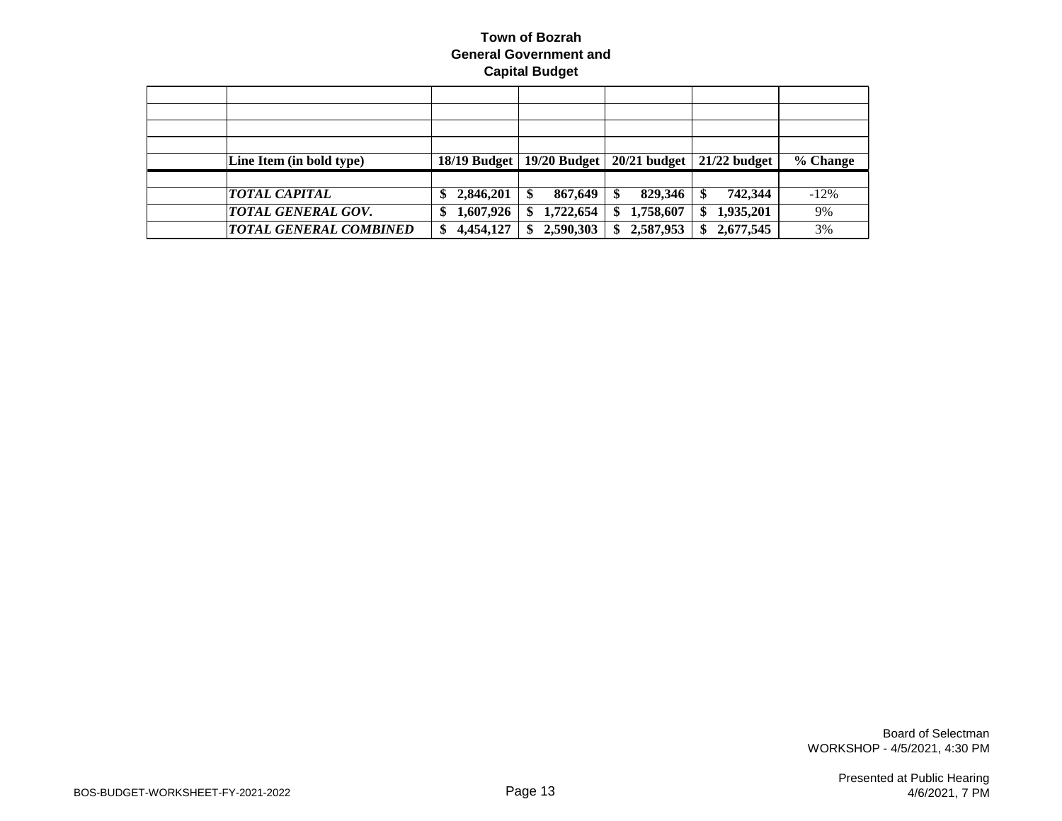**Town of Bozrah**
**General Government and**
**Capital Budget**

| | | | | | | |
|---|---|---|---|---|---|---|
| | | | | | | |
| | | | | | | |
| | | | | | | |
| | **Line Item (in bold type)** | **18/19 Budget** | **19/20 Budget** | **20/21 budget** | **21/22 budget** | **% Change** |
| | | | | | | |
| | ***TOTAL CAPITAL*** | **$ 2,846,201** | **$ 867,649** | **$ 829,346** | **$ 742,344** | -12% |
| | ***TOTAL GENERAL GOV.*** | **$ 1,607,926** | **$ 1,722,654** | **$ 1,758,607** | **$ 1,935,201** | 9% |
| | ***TOTAL GENERAL COMBINED*** | **$ 4,454,127** | **$ 2,590,303** | **$ 2,587,953** | **$ 2,677,545** | 3% |

Board of Selectman
WORKSHOP - 4/5/2021, 4:30 PM

Presented at Public Hearing
4/6/2021, 7 PM

BOS-BUDGET-WORKSHEET-FY-2021-2022